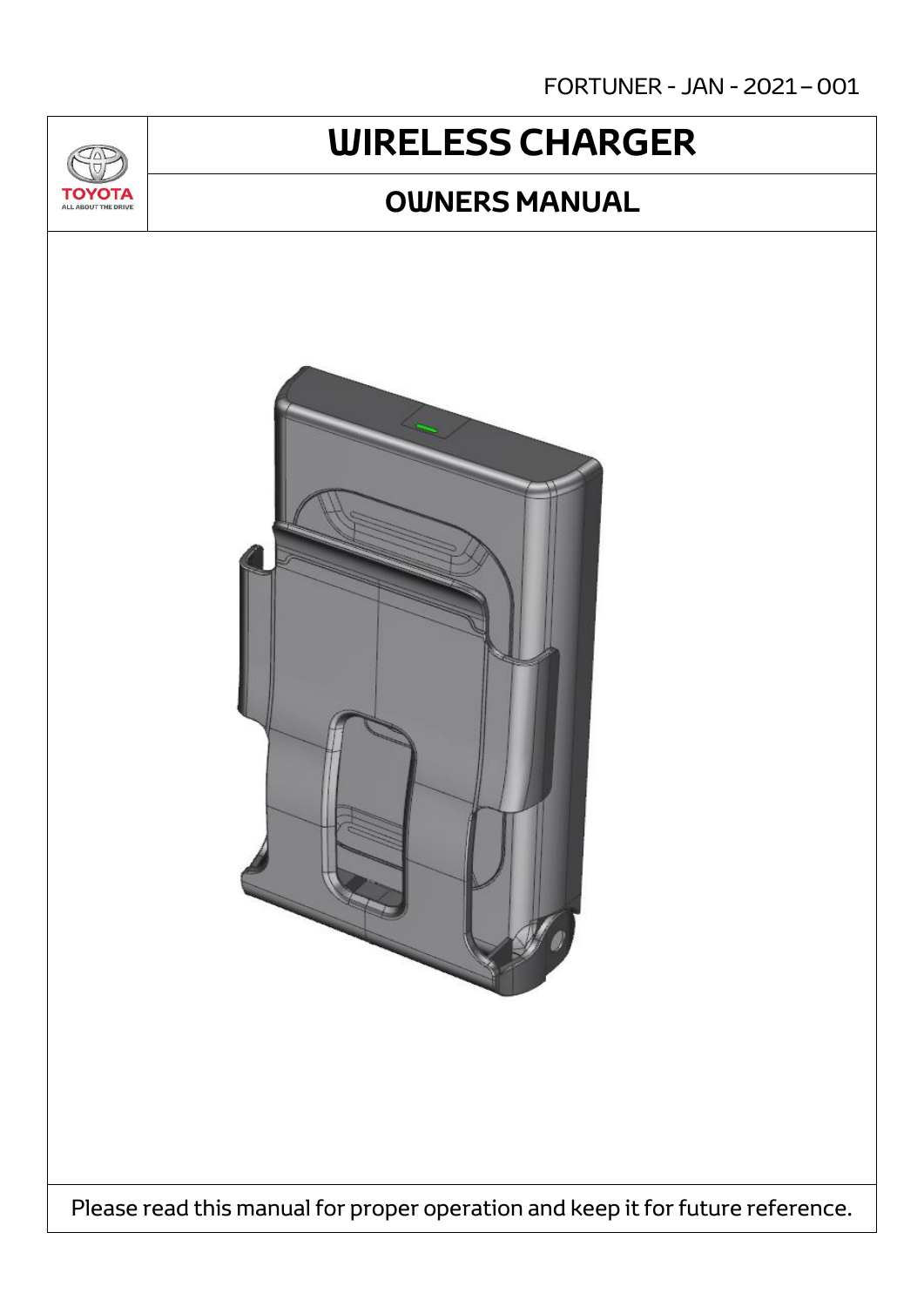FORTUNER - JAN - 2021 – 001

# WIRELESS CHARGER

## OWNERS MANUAL

Please read this manual for proper operation and keep it for future reference.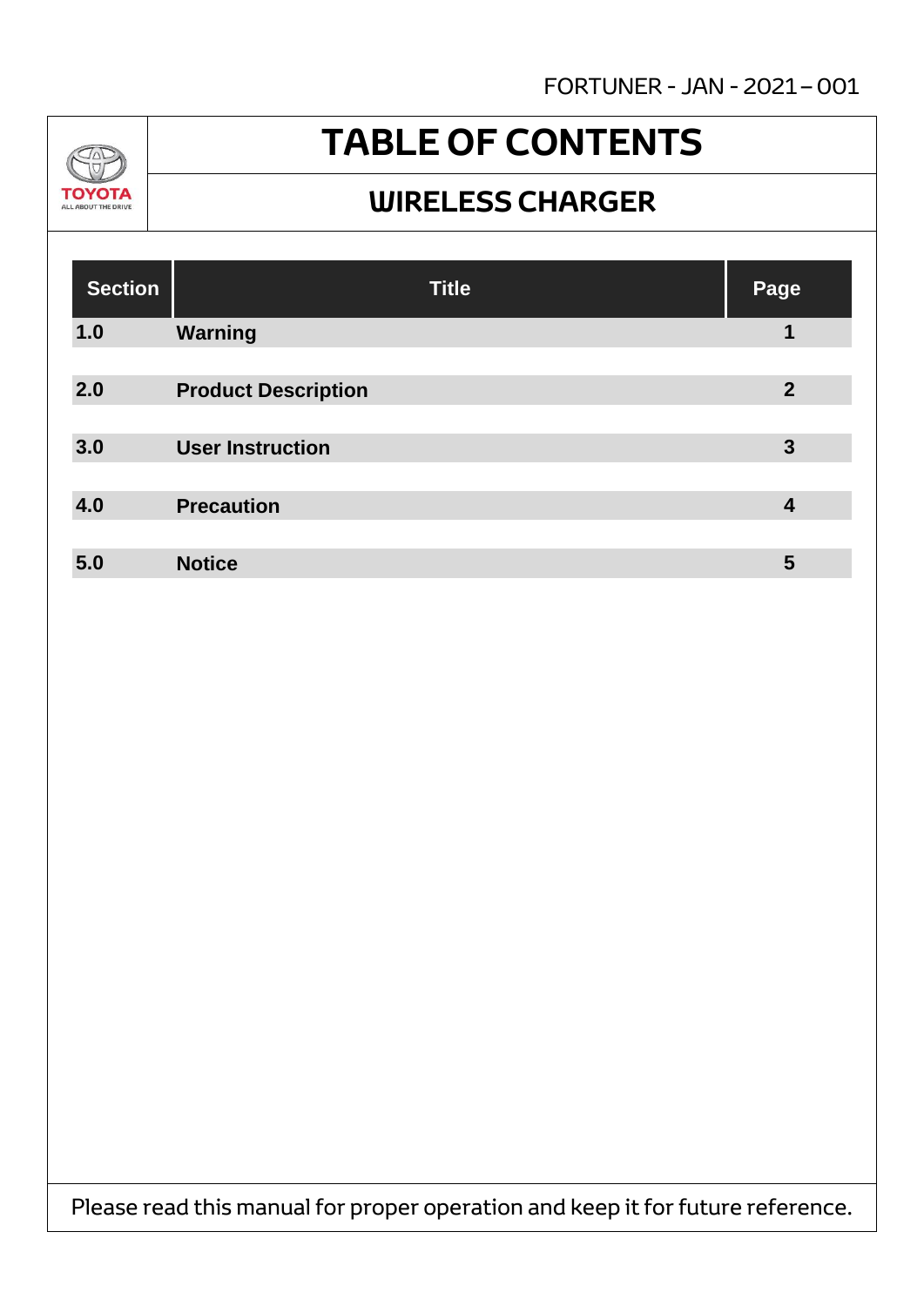# TABLE OF CONTENTS

## WIRELESS CHARGER

| Section | Title | Page |
|---|---|---|
| 1.0 | **Warning** | 1 |
| 2.0 | **Product Description** | 2 |
| 3.0 | **User Instruction** | 3 |
| 4.0 | **Precaution** | 4 |
| 5.0 | **Notice** | 5 |

Please read this manual for proper operation and keep it for future reference.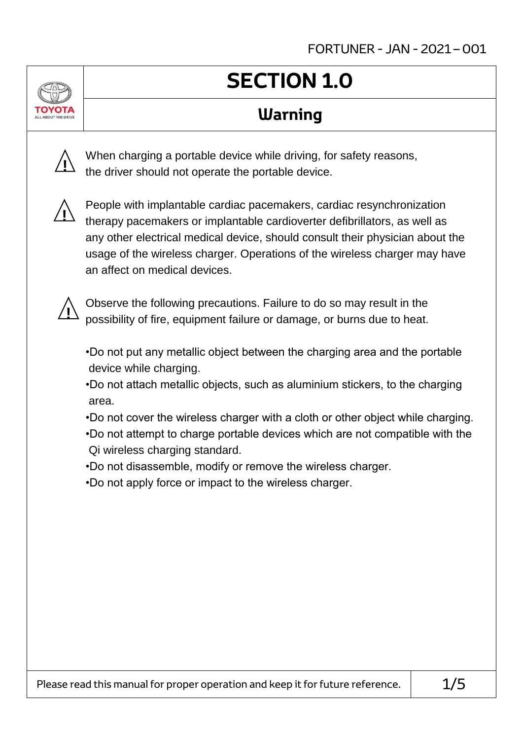# SECTION 1.0

## Warning

⚠ When charging a portable device while driving, for safety reasons, the driver should not operate the portable device.

⚠ People with implantable cardiac pacemakers, cardiac resynchronization therapy pacemakers or implantable cardioverter defibrillators, as well as any other electrical medical device, should consult their physician about the usage of the wireless charger. Operations of the wireless charger may have an affect on medical devices.

⚠ Observe the following precautions. Failure to do so may result in the possibility of fire, equipment failure or damage, or burns due to heat.

- Do not put any metallic object between the charging area and the portable device while charging.
- Do not attach metallic objects, such as aluminium stickers, to the charging area.
- Do not cover the wireless charger with a cloth or other object while charging.
- Do not attempt to charge portable devices which are not compatible with the Qi wireless charging standard.
- Do not disassemble, modify or remove the wireless charger.
- Do not apply force or impact to the wireless charger.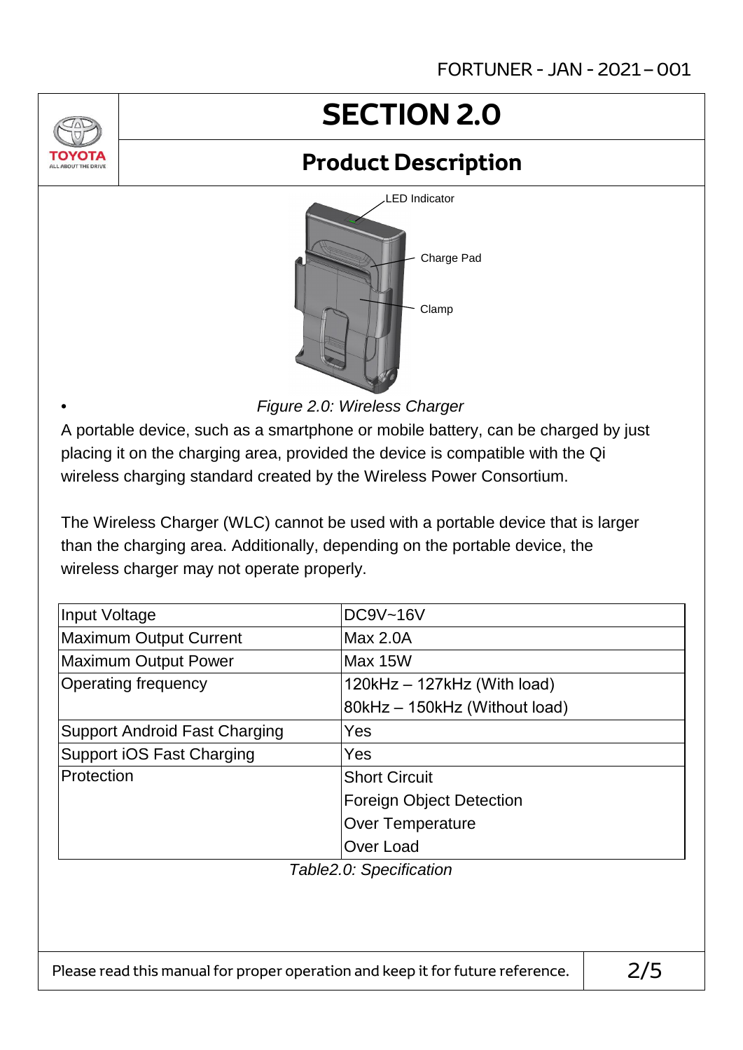# SECTION 2.0

## Product Description

LED Indicator

Charge Pad

Clamp

*Figure 2.0: Wireless Charger*

A portable device, such as a smartphone or mobile battery, can be charged by just placing it on the charging area, provided the device is compatible with the Qi wireless charging standard created by the Wireless Power Consortium.

The Wireless Charger (WLC) cannot be used with a portable device that is larger than the charging area. Additionally, depending on the portable device, the wireless charger may not operate properly.

| Input Voltage | DC9V~16V |
|---|---|
| Maximum Output Current | Max 2.0A |
| Maximum Output Power | Max 15W |
| Operating frequency | 120kHz – 127kHz (With load)<br>80kHz – 150kHz (Without load) |
| Support Android Fast Charging | Yes |
| Support iOS Fast Charging | Yes |
| Protection | Short Circuit<br>Foreign Object Detection<br>Over Temperature<br>Over Load |

*Table2.0: Specification*

Please read this manual for proper operation and keep it for future reference.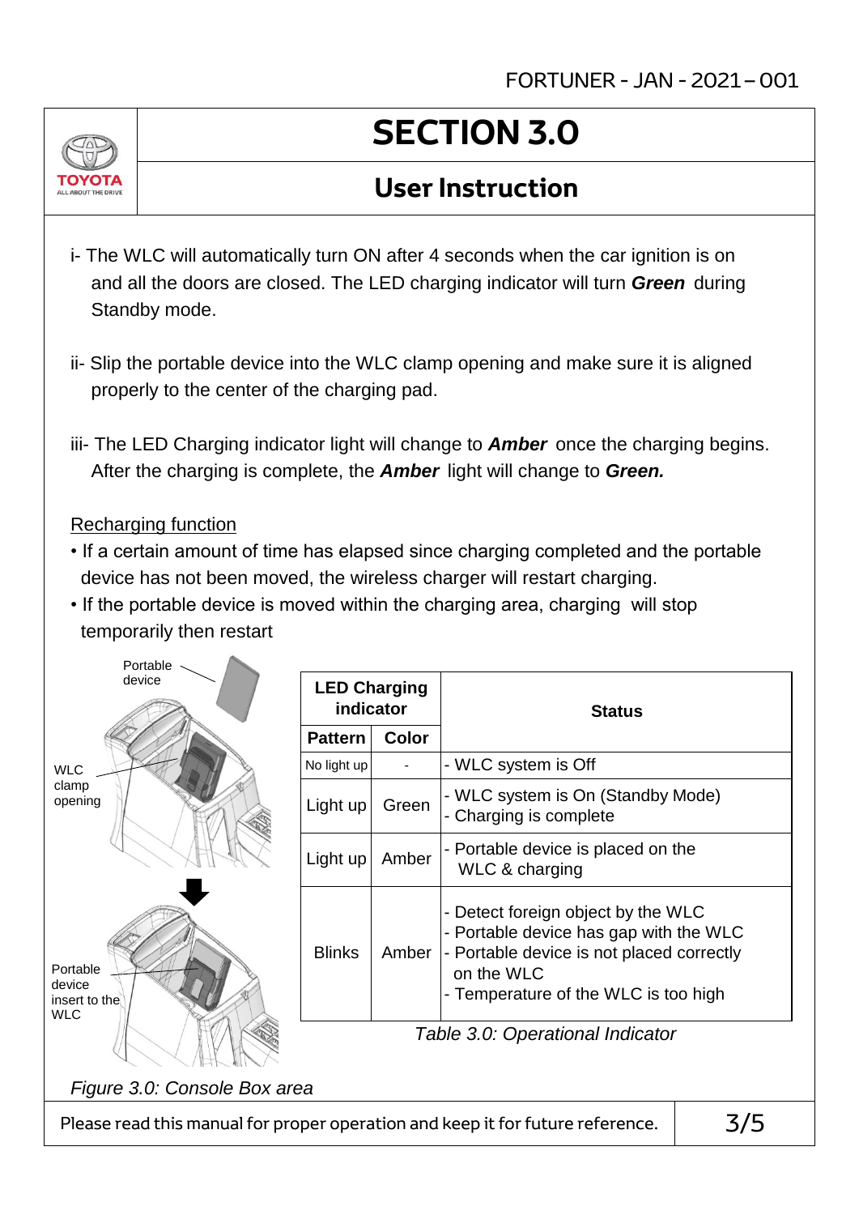# SECTION 3.0

## User Instruction

i- The WLC will automatically turn ON after 4 seconds when the car ignition is on and all the doors are closed. The LED charging indicator will turn ***Green*** during Standby mode.

ii- Slip the portable device into the WLC clamp opening and make sure it is aligned properly to the center of the charging pad.

iii- The LED Charging indicator light will change to ***Amber*** once the charging begins. After the charging is complete, the ***Amber*** light will change to ***Green.***

Recharging function

- If a certain amount of time has elapsed since charging completed and the portable device has not been moved, the wireless charger will restart charging.
- If the portable device is moved within the charging area, charging will stop temporarily then restart

Portable device

WLC clamp opening

Portable device insert to the WLC

*Figure 3.0: Console Box area*

| LED Charging indicator | | Status |
|---|---|---|
| **Pattern** | **Color** | |
| No light up | - | - WLC system is Off |
| Light up | Green | - WLC system is On (Standby Mode)<br>- Charging is complete |
| Light up | Amber | - Portable device is placed on the WLC & charging |
| Blinks | Amber | - Detect foreign object by the WLC<br>- Portable device has gap with the WLC<br>- Portable device is not placed correctly on the WLC<br>- Temperature of the WLC is too high |

*Table 3.0: Operational Indicator*

Please read this manual for proper operation and keep it for future reference.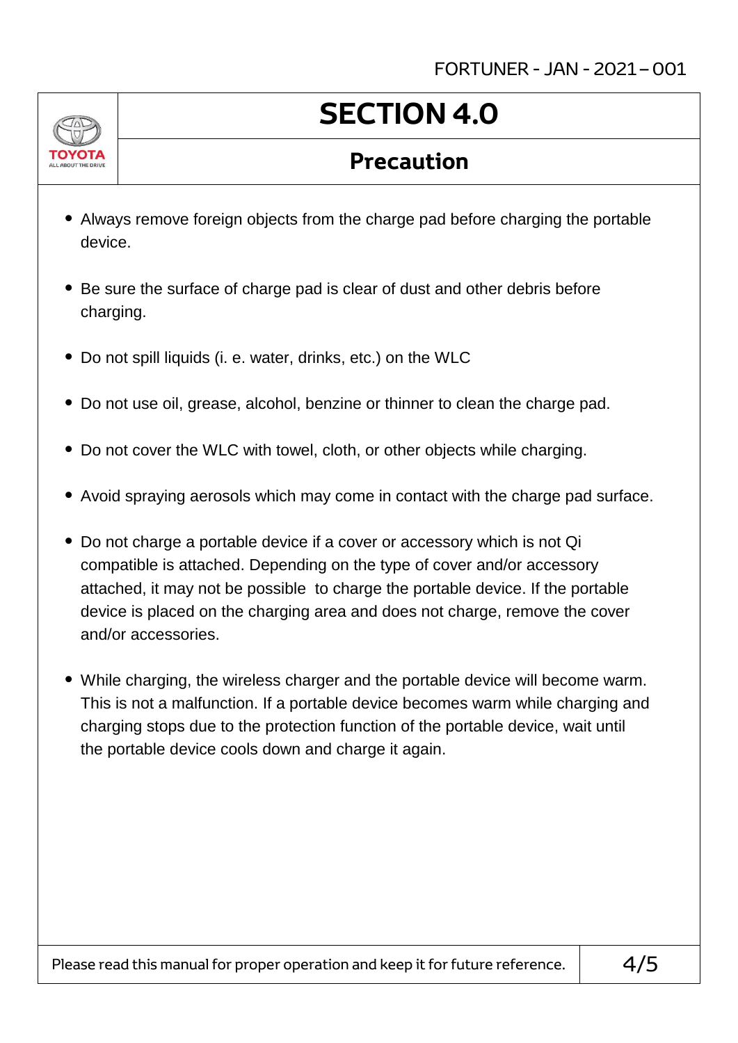# SECTION 4.0

## Precaution

- Always remove foreign objects from the charge pad before charging the portable device.
- Be sure the surface of charge pad is clear of dust and other debris before charging.
- Do not spill liquids (i. e. water, drinks, etc.) on the WLC
- Do not use oil, grease, alcohol, benzine or thinner to clean the charge pad.
- Do not cover the WLC with towel, cloth, or other objects while charging.
- Avoid spraying aerosols which may come in contact with the charge pad surface.
- Do not charge a portable device if a cover or accessory which is not Qi compatible is attached. Depending on the type of cover and/or accessory attached, it may not be possible to charge the portable device. If the portable device is placed on the charging area and does not charge, remove the cover and/or accessories.
- While charging, the wireless charger and the portable device will become warm. This is not a malfunction. If a portable device becomes warm while charging and charging stops due to the protection function of the portable device, wait until the portable device cools down and charge it again.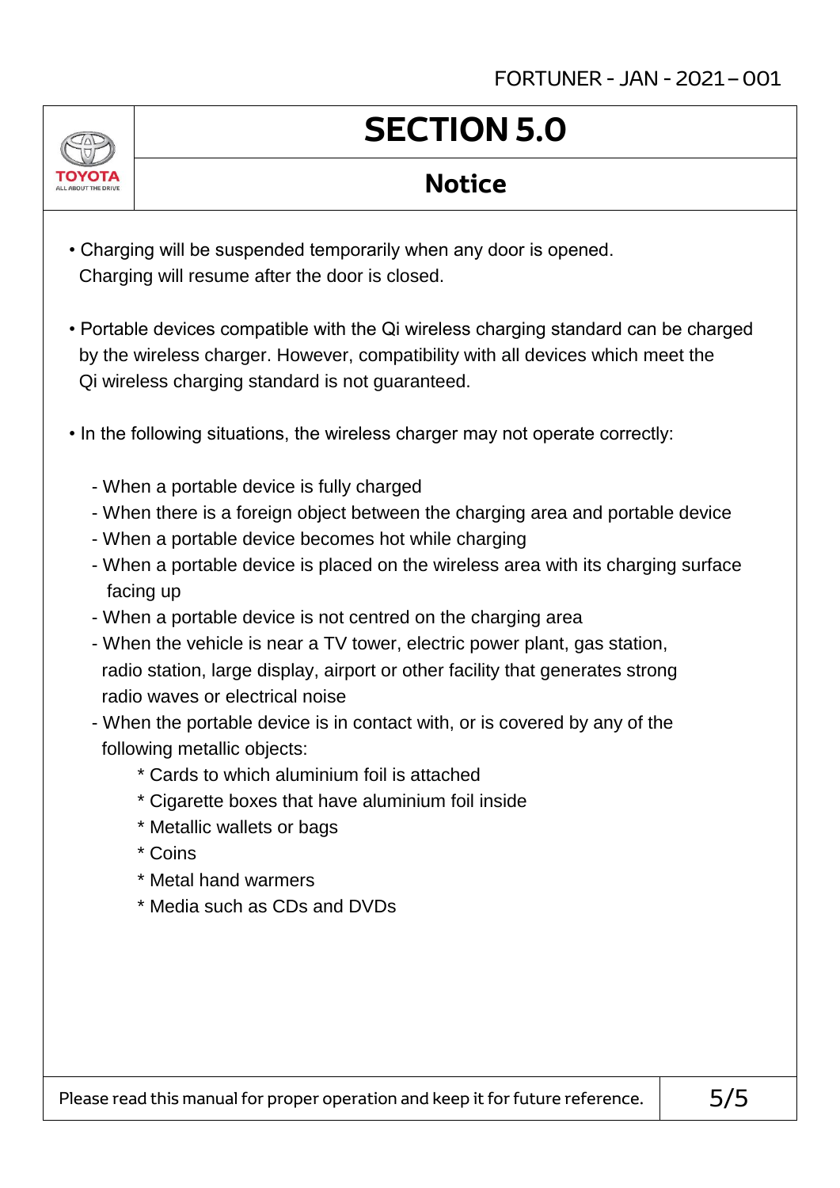# SECTION 5.0

## Notice

- Charging will be suspended temporarily when any door is opened. Charging will resume after the door is closed.

- Portable devices compatible with the Qi wireless charging standard can be charged by the wireless charger. However, compatibility with all devices which meet the Qi wireless charging standard is not guaranteed.

- In the following situations, the wireless charger may not operate correctly:

  - When a portable device is fully charged
  - When there is a foreign object between the charging area and portable device
  - When a portable device becomes hot while charging
  - When a portable device is placed on the wireless area with its charging surface facing up
  - When a portable device is not centred on the charging area
  - When the vehicle is near a TV tower, electric power plant, gas station, radio station, large display, airport or other facility that generates strong radio waves or electrical noise
  - When the portable device is in contact with, or is covered by any of the following metallic objects:
    - Cards to which aluminium foil is attached
    - Cigarette boxes that have aluminium foil inside
    - Metallic wallets or bags
    - Coins
    - Metal hand warmers
    - Media such as CDs and DVDs

Please read this manual for proper operation and keep it for future reference.